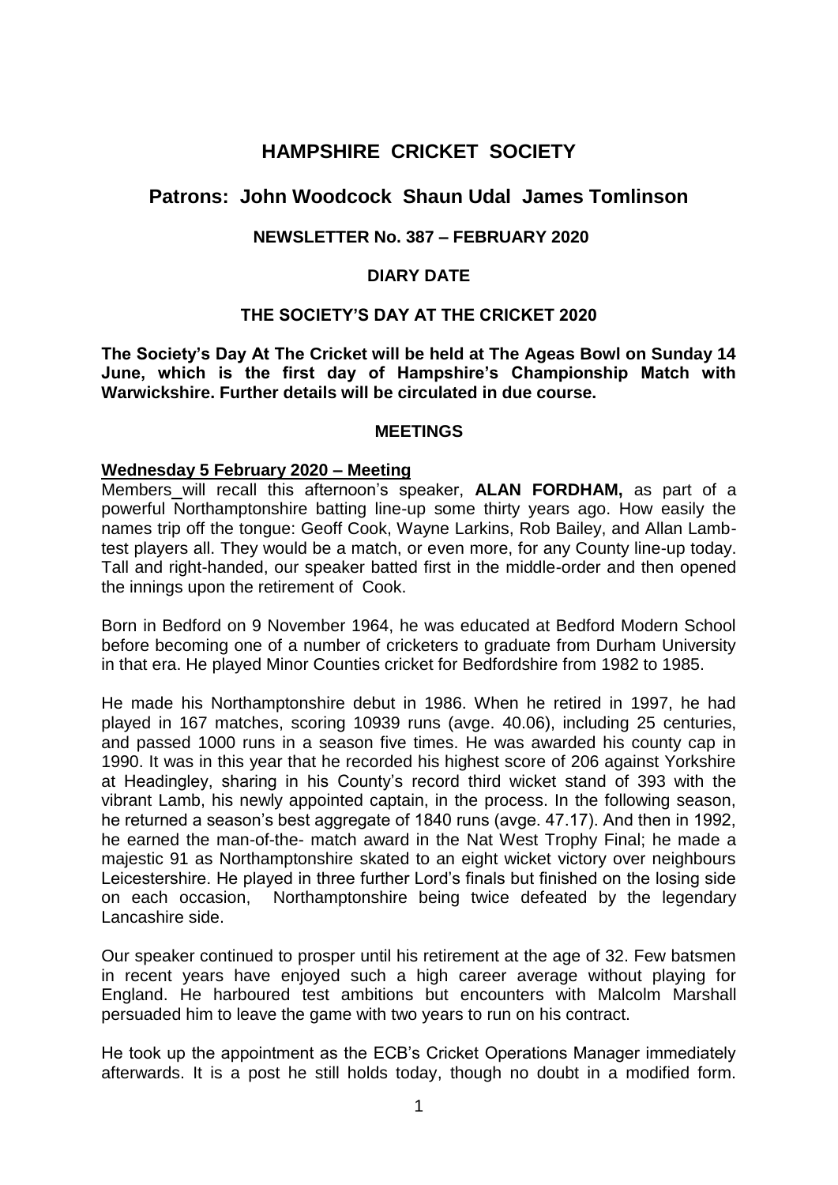# HAMPSHIRE CRICKET SOCIETY

## Patrons: John Woodcock Shaun Udal James Tomlinson

### NEWSLETTER No. 387 – FEBRUARY 2020

### DIARY DATE

### THE SOCIETY'S DAY AT THE CRICKET 2020

**The Society's Day At The Cricket will be held at The Ageas Bowl on Sunday 14 June, which is the first day of Hampshire's Championship Match with Warwickshire. Further details will be circulated in due course.**

### MEETINGS

**Wednesday 5 February 2020 – Meeting**

Members will recall this afternoon's speaker, **ALAN FORDHAM,** as part of a powerful Northamptonshire batting line-up some thirty years ago. How easily the names trip off the tongue: Geoff Cook, Wayne Larkins, Rob Bailey, and Allan Lamb-test players all. They would be a match, or even more, for any County line-up today. Tall and right-handed, our speaker batted first in the middle-order and then opened the innings upon the retirement of Cook.

Born in Bedford on 9 November 1964, he was educated at Bedford Modern School before becoming one of a number of cricketers to graduate from Durham University in that era. He played Minor Counties cricket for Bedfordshire from 1982 to 1985.

He made his Northamptonshire debut in 1986. When he retired in 1997, he had played in 167 matches, scoring 10939 runs (avge. 40.06), including 25 centuries, and passed 1000 runs in a season five times. He was awarded his county cap in 1990. It was in this year that he recorded his highest score of 206 against Yorkshire at Headingley, sharing in his County's record third wicket stand of 393 with the vibrant Lamb, his newly appointed captain, in the process. In the following season, he returned a season's best aggregate of 1840 runs (avge. 47.17). And then in 1992, he earned the man-of-the- match award in the Nat West Trophy Final; he made a majestic 91 as Northamptonshire skated to an eight wicket victory over neighbours Leicestershire. He played in three further Lord's finals but finished on the losing side on each occasion, Northamptonshire being twice defeated by the legendary Lancashire side.

Our speaker continued to prosper until his retirement at the age of 32. Few batsmen in recent years have enjoyed such a high career average without playing for England. He harboured test ambitions but encounters with Malcolm Marshall persuaded him to leave the game with two years to run on his contract.

He took up the appointment as the ECB's Cricket Operations Manager immediately afterwards. It is a post he still holds today, though no doubt in a modified form.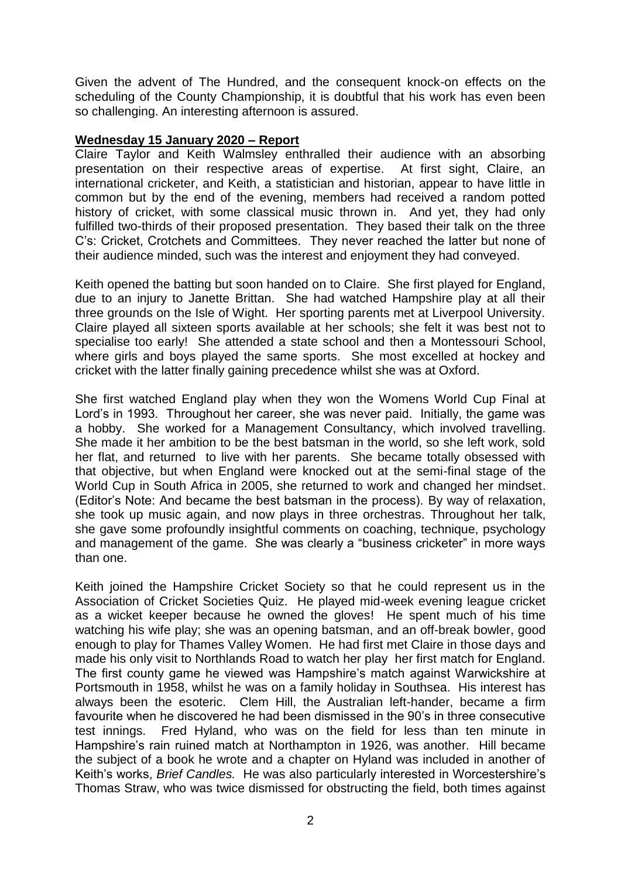Given the advent of The Hundred, and the consequent knock-on effects on the scheduling of the County Championship, it is doubtful that his work has even been so challenging. An interesting afternoon is assured.

## Wednesday 15 January 2020 – Report

Claire Taylor and Keith Walmsley enthralled their audience with an absorbing presentation on their respective areas of expertise. At first sight, Claire, an international cricketer, and Keith, a statistician and historian, appear to have little in common but by the end of the evening, members had received a random potted history of cricket, with some classical music thrown in. And yet, they had only fulfilled two-thirds of their proposed presentation. They based their talk on the three C's: Cricket, Crotchets and Committees. They never reached the latter but none of their audience minded, such was the interest and enjoyment they had conveyed.

Keith opened the batting but soon handed on to Claire. She first played for England, due to an injury to Janette Brittan. She had watched Hampshire play at all their three grounds on the Isle of Wight. Her sporting parents met at Liverpool University. Claire played all sixteen sports available at her schools; she felt it was best not to specialise too early! She attended a state school and then a Montessouri School, where girls and boys played the same sports. She most excelled at hockey and cricket with the latter finally gaining precedence whilst she was at Oxford.

She first watched England play when they won the Womens World Cup Final at Lord's in 1993. Throughout her career, she was never paid. Initially, the game was a hobby. She worked for a Management Consultancy, which involved travelling. She made it her ambition to be the best batsman in the world, so she left work, sold her flat, and returned to live with her parents. She became totally obsessed with that objective, but when England were knocked out at the semi-final stage of the World Cup in South Africa in 2005, she returned to work and changed her mindset. (Editor's Note: And became the best batsman in the process). By way of relaxation, she took up music again, and now plays in three orchestras. Throughout her talk, she gave some profoundly insightful comments on coaching, technique, psychology and management of the game. She was clearly a "business cricketer" in more ways than one.

Keith joined the Hampshire Cricket Society so that he could represent us in the Association of Cricket Societies Quiz. He played mid-week evening league cricket as a wicket keeper because he owned the gloves! He spent much of his time watching his wife play; she was an opening batsman, and an off-break bowler, good enough to play for Thames Valley Women. He had first met Claire in those days and made his only visit to Northlands Road to watch her play her first match for England. The first county game he viewed was Hampshire's match against Warwickshire at Portsmouth in 1958, whilst he was on a family holiday in Southsea. His interest has always been the esoteric. Clem Hill, the Australian left-hander, became a firm favourite when he discovered he had been dismissed in the 90's in three consecutive test innings. Fred Hyland, who was on the field for less than ten minute in Hampshire's rain ruined match at Northampton in 1926, was another. Hill became the subject of a book he wrote and a chapter on Hyland was included in another of Keith's works, *Brief Candles.* He was also particularly interested in Worcestershire's Thomas Straw, who was twice dismissed for obstructing the field, both times against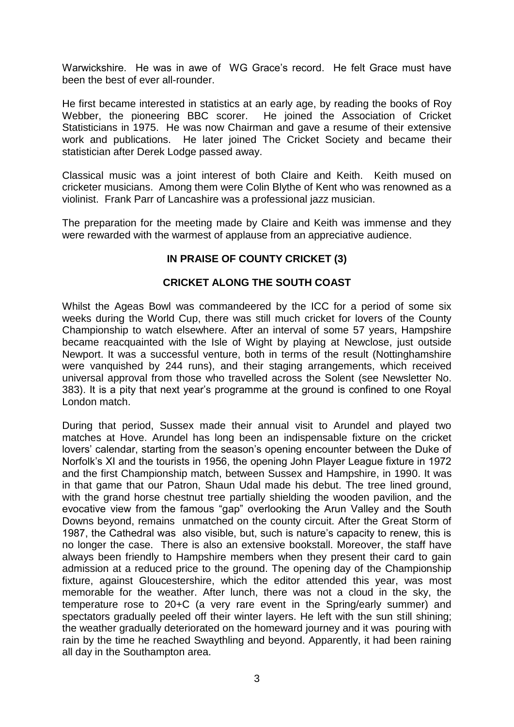Warwickshire. He was in awe of WG Grace's record. He felt Grace must have been the best of ever all-rounder.

He first became interested in statistics at an early age, by reading the books of Roy Webber, the pioneering BBC scorer. He joined the Association of Cricket Statisticians in 1975. He was now Chairman and gave a resume of their extensive work and publications. He later joined The Cricket Society and became their statistician after Derek Lodge passed away.

Classical music was a joint interest of both Claire and Keith. Keith mused on cricketer musicians. Among them were Colin Blythe of Kent who was renowned as a violinist. Frank Parr of Lancashire was a professional jazz musician.

The preparation for the meeting made by Claire and Keith was immense and they were rewarded with the warmest of applause from an appreciative audience.

## IN PRAISE OF COUNTY CRICKET (3)

## CRICKET ALONG THE SOUTH COAST

Whilst the Ageas Bowl was commandeered by the ICC for a period of some six weeks during the World Cup, there was still much cricket for lovers of the County Championship to watch elsewhere. After an interval of some 57 years, Hampshire became reacquainted with the Isle of Wight by playing at Newclose, just outside Newport. It was a successful venture, both in terms of the result (Nottinghamshire were vanquished by 244 runs), and their staging arrangements, which received universal approval from those who travelled across the Solent (see Newsletter No. 383). It is a pity that next year's programme at the ground is confined to one Royal London match.

During that period, Sussex made their annual visit to Arundel and played two matches at Hove. Arundel has long been an indispensable fixture on the cricket lovers' calendar, starting from the season's opening encounter between the Duke of Norfolk's XI and the tourists in 1956, the opening John Player League fixture in 1972 and the first Championship match, between Sussex and Hampshire, in 1990. It was in that game that our Patron, Shaun Udal made his debut. The tree lined ground, with the grand horse chestnut tree partially shielding the wooden pavilion, and the evocative view from the famous "gap" overlooking the Arun Valley and the South Downs beyond, remains unmatched on the county circuit. After the Great Storm of 1987, the Cathedral was also visible, but, such is nature's capacity to renew, this is no longer the case. There is also an extensive bookstall. Moreover, the staff have always been friendly to Hampshire members when they present their card to gain admission at a reduced price to the ground. The opening day of the Championship fixture, against Gloucestershire, which the editor attended this year, was most memorable for the weather. After lunch, there was not a cloud in the sky, the temperature rose to 20+C (a very rare event in the Spring/early summer) and spectators gradually peeled off their winter layers. He left with the sun still shining; the weather gradually deteriorated on the homeward journey and it was pouring with rain by the time he reached Swaythling and beyond. Apparently, it had been raining all day in the Southampton area.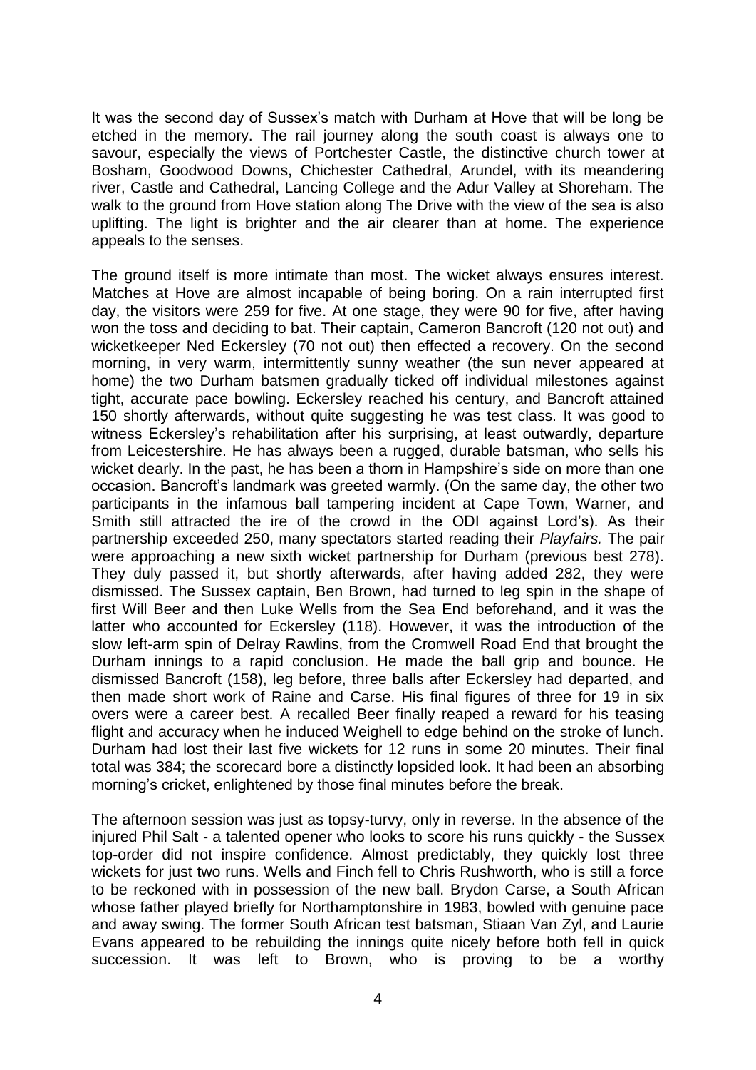It was the second day of Sussex's match with Durham at Hove that will be long be etched in the memory. The rail journey along the south coast is always one to savour, especially the views of Portchester Castle, the distinctive church tower at Bosham, Goodwood Downs, Chichester Cathedral, Arundel, with its meandering river, Castle and Cathedral, Lancing College and the Adur Valley at Shoreham. The walk to the ground from Hove station along The Drive with the view of the sea is also uplifting. The light is brighter and the air clearer than at home. The experience appeals to the senses.

The ground itself is more intimate than most. The wicket always ensures interest. Matches at Hove are almost incapable of being boring. On a rain interrupted first day, the visitors were 259 for five. At one stage, they were 90 for five, after having won the toss and deciding to bat. Their captain, Cameron Bancroft (120 not out) and wicketkeeper Ned Eckersley (70 not out) then effected a recovery. On the second morning, in very warm, intermittently sunny weather (the sun never appeared at home) the two Durham batsmen gradually ticked off individual milestones against tight, accurate pace bowling. Eckersley reached his century, and Bancroft attained 150 shortly afterwards, without quite suggesting he was test class. It was good to witness Eckersley's rehabilitation after his surprising, at least outwardly, departure from Leicestershire. He has always been a rugged, durable batsman, who sells his wicket dearly. In the past, he has been a thorn in Hampshire's side on more than one occasion. Bancroft's landmark was greeted warmly. (On the same day, the other two participants in the infamous ball tampering incident at Cape Town, Warner, and Smith still attracted the ire of the crowd in the ODI against Lord's). As their partnership exceeded 250, many spectators started reading their *Playfairs.* The pair were approaching a new sixth wicket partnership for Durham (previous best 278). They duly passed it, but shortly afterwards, after having added 282, they were dismissed. The Sussex captain, Ben Brown, had turned to leg spin in the shape of first Will Beer and then Luke Wells from the Sea End beforehand, and it was the latter who accounted for Eckersley (118). However, it was the introduction of the slow left-arm spin of Delray Rawlins, from the Cromwell Road End that brought the Durham innings to a rapid conclusion. He made the ball grip and bounce. He dismissed Bancroft (158), leg before, three balls after Eckersley had departed, and then made short work of Raine and Carse. His final figures of three for 19 in six overs were a career best. A recalled Beer finally reaped a reward for his teasing flight and accuracy when he induced Weighell to edge behind on the stroke of lunch. Durham had lost their last five wickets for 12 runs in some 20 minutes. Their final total was 384; the scorecard bore a distinctly lopsided look. It had been an absorbing morning's cricket, enlightened by those final minutes before the break.

The afternoon session was just as topsy-turvy, only in reverse. In the absence of the injured Phil Salt - a talented opener who looks to score his runs quickly - the Sussex top-order did not inspire confidence. Almost predictably, they quickly lost three wickets for just two runs. Wells and Finch fell to Chris Rushworth, who is still a force to be reckoned with in possession of the new ball. Brydon Carse, a South African whose father played briefly for Northamptonshire in 1983, bowled with genuine pace and away swing. The former South African test batsman, Stiaan Van Zyl, and Laurie Evans appeared to be rebuilding the innings quite nicely before both fell in quick succession. It was left to Brown, who is proving to be a worthy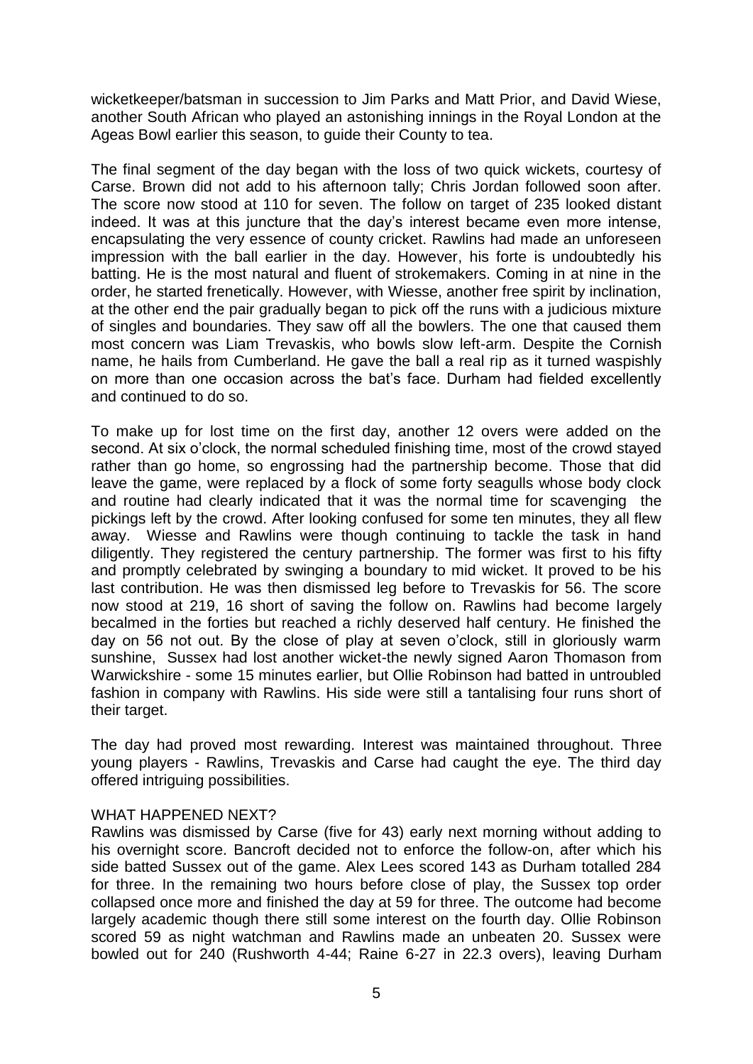wicketkeeper/batsman in succession to Jim Parks and Matt Prior, and David Wiese, another South African who played an astonishing innings in the Royal London at the Ageas Bowl earlier this season, to guide their County to tea.

The final segment of the day began with the loss of two quick wickets, courtesy of Carse. Brown did not add to his afternoon tally; Chris Jordan followed soon after. The score now stood at 110 for seven. The follow on target of 235 looked distant indeed. It was at this juncture that the day's interest became even more intense, encapsulating the very essence of county cricket. Rawlins had made an unforeseen impression with the ball earlier in the day. However, his forte is undoubtedly his batting. He is the most natural and fluent of strokemakers. Coming in at nine in the order, he started frenetically. However, with Wiesse, another free spirit by inclination, at the other end the pair gradually began to pick off the runs with a judicious mixture of singles and boundaries. They saw off all the bowlers. The one that caused them most concern was Liam Trevaskis, who bowls slow left-arm. Despite the Cornish name, he hails from Cumberland. He gave the ball a real rip as it turned waspishly on more than one occasion across the bat's face. Durham had fielded excellently and continued to do so.

To make up for lost time on the first day, another 12 overs were added on the second. At six o'clock, the normal scheduled finishing time, most of the crowd stayed rather than go home, so engrossing had the partnership become. Those that did leave the game, were replaced by a flock of some forty seagulls whose body clock and routine had clearly indicated that it was the normal time for scavenging the pickings left by the crowd. After looking confused for some ten minutes, they all flew away. Wiesse and Rawlins were though continuing to tackle the task in hand diligently. They registered the century partnership. The former was first to his fifty and promptly celebrated by swinging a boundary to mid wicket. It proved to be his last contribution. He was then dismissed leg before to Trevaskis for 56. The score now stood at 219, 16 short of saving the follow on. Rawlins had become largely becalmed in the forties but reached a richly deserved half century. He finished the day on 56 not out. By the close of play at seven o'clock, still in gloriously warm sunshine, Sussex had lost another wicket-the newly signed Aaron Thomason from Warwickshire - some 15 minutes earlier, but Ollie Robinson had batted in untroubled fashion in company with Rawlins. His side were still a tantalising four runs short of their target.

The day had proved most rewarding. Interest was maintained throughout. Three young players - Rawlins, Trevaskis and Carse had caught the eye. The third day offered intriguing possibilities.

WHAT HAPPENED NEXT?

Rawlins was dismissed by Carse (five for 43) early next morning without adding to his overnight score. Bancroft decided not to enforce the follow-on, after which his side batted Sussex out of the game. Alex Lees scored 143 as Durham totalled 284 for three. In the remaining two hours before close of play, the Sussex top order collapsed once more and finished the day at 59 for three. The outcome had become largely academic though there still some interest on the fourth day. Ollie Robinson scored 59 as night watchman and Rawlins made an unbeaten 20. Sussex were bowled out for 240 (Rushworth 4-44; Raine 6-27 in 22.3 overs), leaving Durham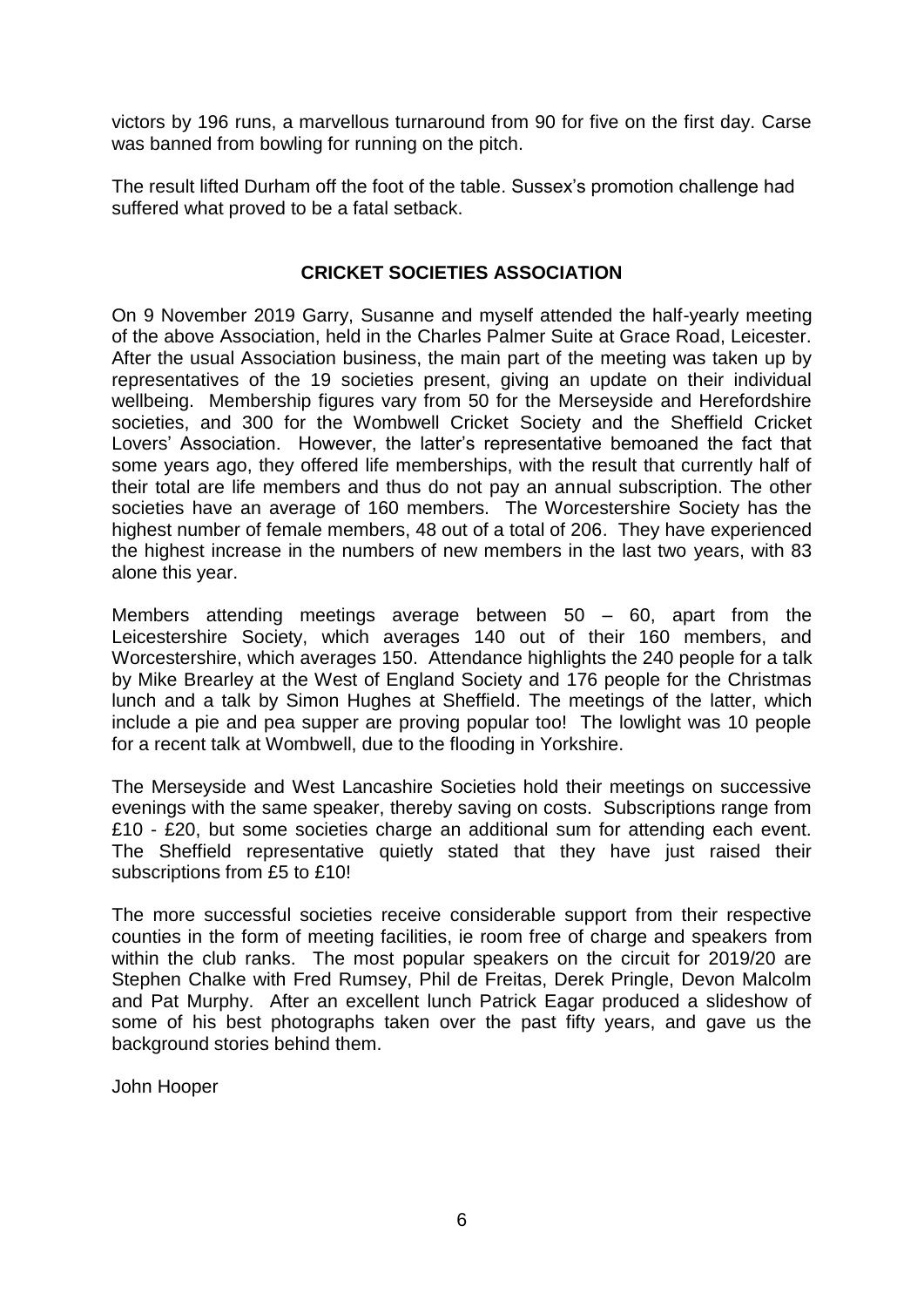victors by 196 runs, a marvellous turnaround from 90 for five on the first day. Carse was banned from bowling for running on the pitch.

The result lifted Durham off the foot of the table. Sussex's promotion challenge had suffered what proved to be a fatal setback.

## CRICKET SOCIETIES ASSOCIATION

On 9 November 2019 Garry, Susanne and myself attended the half-yearly meeting of the above Association, held in the Charles Palmer Suite at Grace Road, Leicester. After the usual Association business, the main part of the meeting was taken up by representatives of the 19 societies present, giving an update on their individual wellbeing. Membership figures vary from 50 for the Merseyside and Herefordshire societies, and 300 for the Wombwell Cricket Society and the Sheffield Cricket Lovers' Association. However, the latter's representative bemoaned the fact that some years ago, they offered life memberships, with the result that currently half of their total are life members and thus do not pay an annual subscription. The other societies have an average of 160 members. The Worcestershire Society has the highest number of female members, 48 out of a total of 206. They have experienced the highest increase in the numbers of new members in the last two years, with 83 alone this year.

Members attending meetings average between 50 – 60, apart from the Leicestershire Society, which averages 140 out of their 160 members, and Worcestershire, which averages 150. Attendance highlights the 240 people for a talk by Mike Brearley at the West of England Society and 176 people for the Christmas lunch and a talk by Simon Hughes at Sheffield. The meetings of the latter, which include a pie and pea supper are proving popular too! The lowlight was 10 people for a recent talk at Wombwell, due to the flooding in Yorkshire.

The Merseyside and West Lancashire Societies hold their meetings on successive evenings with the same speaker, thereby saving on costs. Subscriptions range from £10 - £20, but some societies charge an additional sum for attending each event. The Sheffield representative quietly stated that they have just raised their subscriptions from £5 to £10!

The more successful societies receive considerable support from their respective counties in the form of meeting facilities, ie room free of charge and speakers from within the club ranks. The most popular speakers on the circuit for 2019/20 are Stephen Chalke with Fred Rumsey, Phil de Freitas, Derek Pringle, Devon Malcolm and Pat Murphy. After an excellent lunch Patrick Eagar produced a slideshow of some of his best photographs taken over the past fifty years, and gave us the background stories behind them.

John Hooper